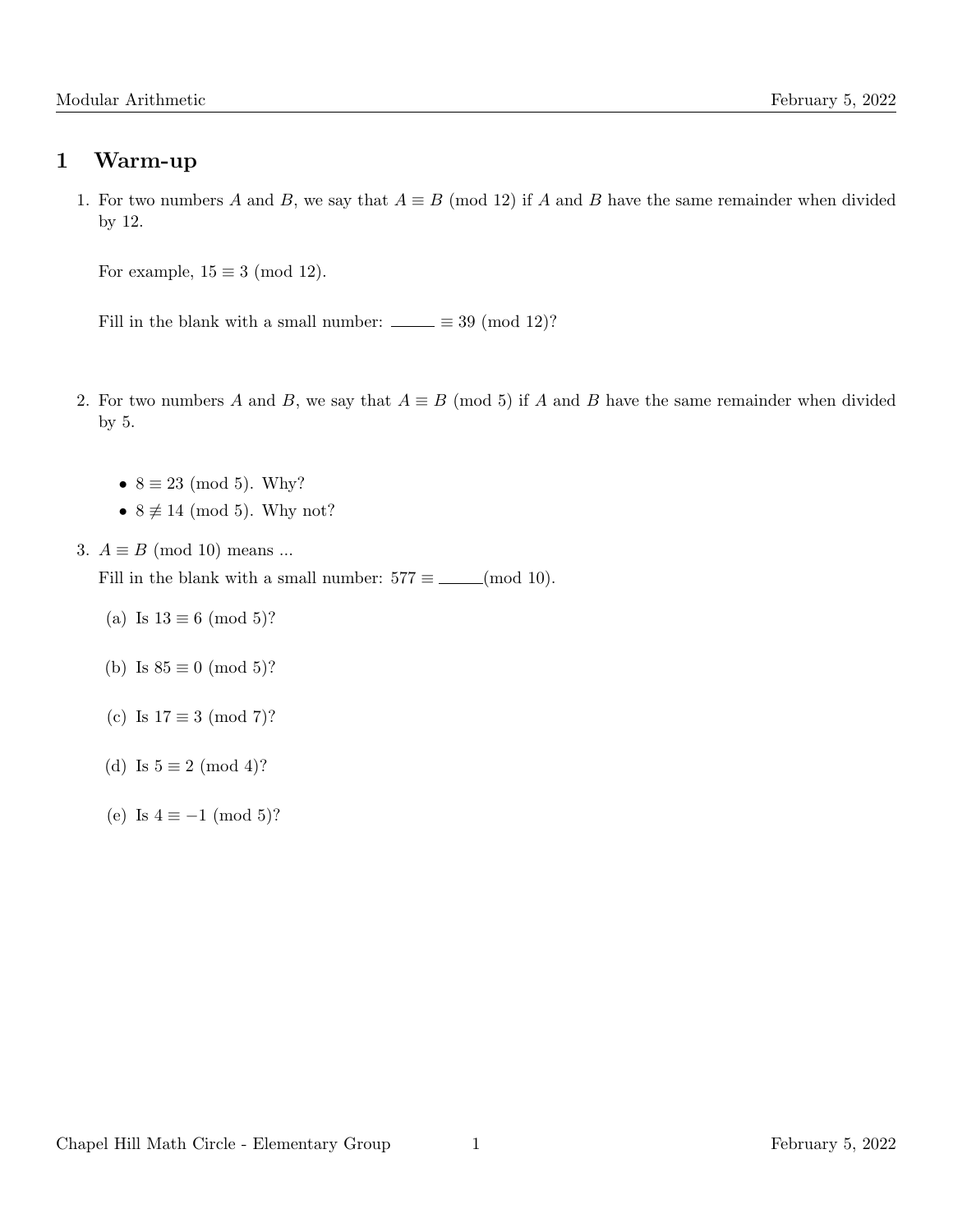## 1 Warm-up

1. For two numbers $A$ and $B$, we say that $A \equiv B \pmod{12}$ if $A$ and $B$ have the same remainder when divided by 12.

   For example, $15 \equiv 3 \pmod{12}$.

   Fill in the blank with a small number: ____ $\equiv 39 \pmod{12}$?

2. For two numbers $A$ and $B$, we say that $A \equiv B \pmod{5}$ if $A$ and $B$ have the same remainder when divided by 5.

   - $8 \equiv 23 \pmod{5}$. Why?
   - $8 \not\equiv 14 \pmod{5}$. Why not?

3. $A \equiv B \pmod{10}$ means ...

   Fill in the blank with a small number: $577 \equiv$ ____$\pmod{10}$.

   (a) Is $13 \equiv 6 \pmod{5}$?

   (b) Is $85 \equiv 0 \pmod{5}$?

   (c) Is $17 \equiv 3 \pmod{7}$?

   (d) Is $5 \equiv 2 \pmod{4}$?

   (e) Is $4 \equiv -1 \pmod{5}$?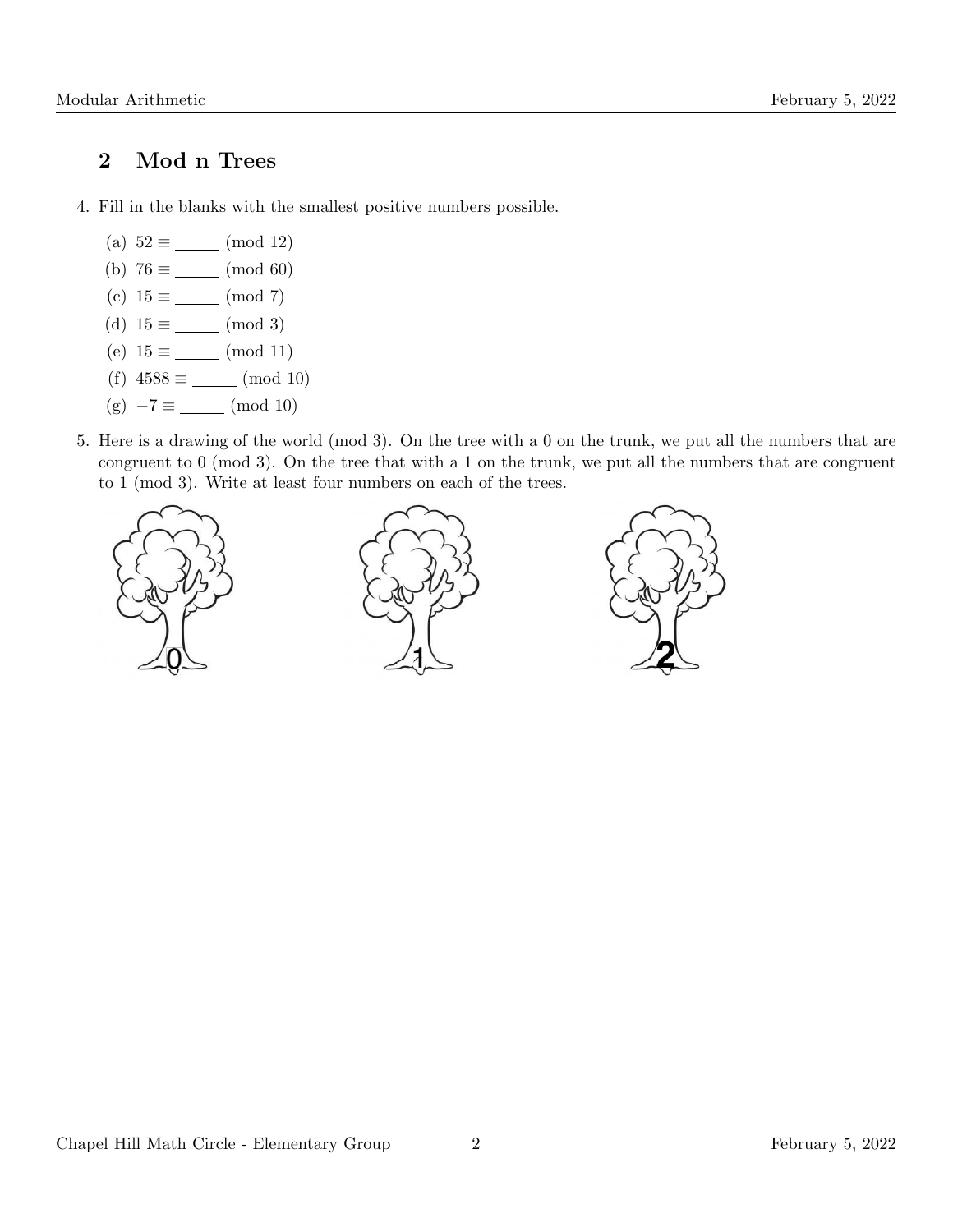## 2 Mod n Trees

4. Fill in the blanks with the smallest positive numbers possible.

   (a) $52 \equiv$ _____ (mod 12)

   (b) $76 \equiv$ _____ (mod 60)

   (c) $15 \equiv$ _____ (mod 7)

   (d) $15 \equiv$ _____ (mod 3)

   (e) $15 \equiv$ _____ (mod 11)

   (f) $4588 \equiv$ _____ (mod 10)

   (g) $-7 \equiv$ _____ (mod 10)

5. Here is a drawing of the world (mod 3). On the tree with a 0 on the trunk, we put all the numbers that are congruent to 0 (mod 3). On the tree that with a 1 on the trunk, we put all the numbers that are congruent to 1 (mod 3). Write at least four numbers on each of the trees.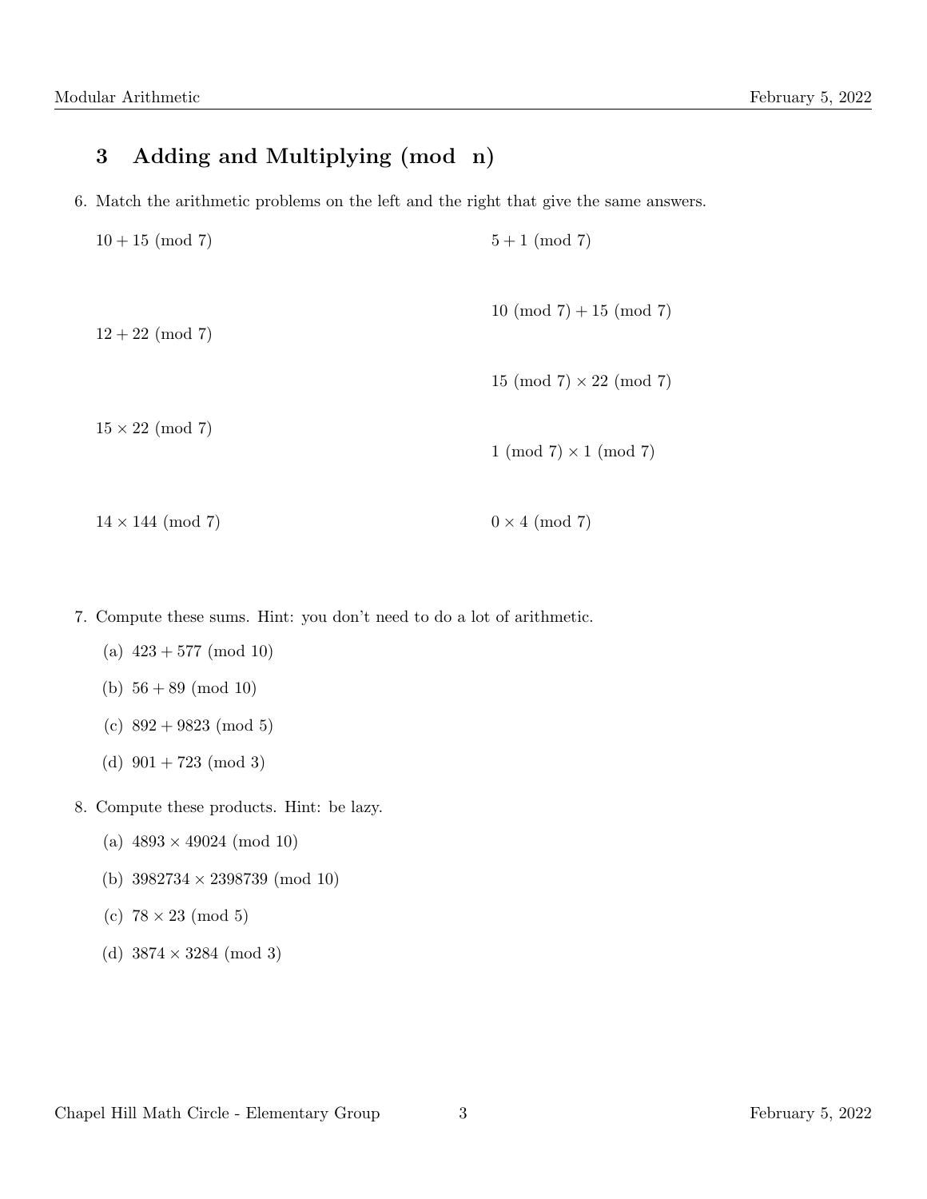## 3 Adding and Multiplying (mod n)

6. Match the arithmetic problems on the left and the right that give the same answers.

| | |
|---|---|
| $10 + 15 \pmod 7$ | $5 + 1 \pmod 7$ |
| $12 + 22 \pmod 7$ | $10 \pmod 7 + 15 \pmod 7$ |
| $15 \times 22 \pmod 7$ | $15 \pmod 7 \times 22 \pmod 7$ |
| $14 \times 144 \pmod 7$ | $1 \pmod 7 \times 1 \pmod 7$ |
| | $0 \times 4 \pmod 7$ |

7. Compute these sums. Hint: you don't need to do a lot of arithmetic.

   (a) $423 + 577 \pmod{10}$

   (b) $56 + 89 \pmod{10}$

   (c) $892 + 9823 \pmod 5$

   (d) $901 + 723 \pmod 3$

8. Compute these products. Hint: be lazy.

   (a) $4893 \times 49024 \pmod{10}$

   (b) $3982734 \times 2398739 \pmod{10}$

   (c) $78 \times 23 \pmod 5$

   (d) $3874 \times 3284 \pmod 3$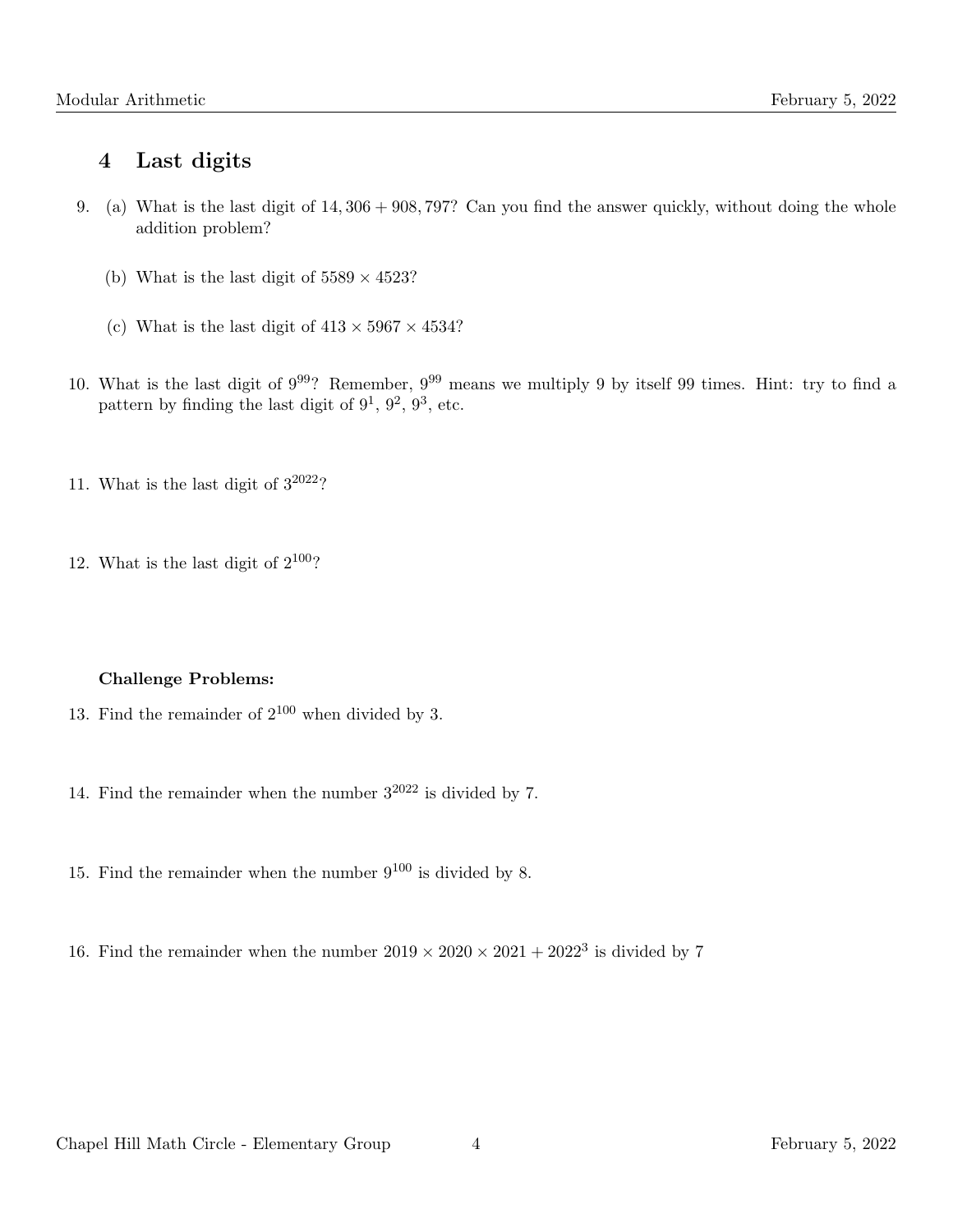## 4 Last digits

9. (a) What is the last digit of $14,306 + 908,797$? Can you find the answer quickly, without doing the whole addition problem?

   (b) What is the last digit of $5589 \times 4523$?

   (c) What is the last digit of $413 \times 5967 \times 4534$?

10. What is the last digit of $9^{99}$? Remember, $9^{99}$ means we multiply 9 by itself 99 times. Hint: try to find a pattern by finding the last digit of $9^1$, $9^2$, $9^3$, etc.

11. What is the last digit of $3^{2022}$?

12. What is the last digit of $2^{100}$?

**Challenge Problems:**

13. Find the remainder of $2^{100}$ when divided by 3.

14. Find the remainder when the number $3^{2022}$ is divided by 7.

15. Find the remainder when the number $9^{100}$ is divided by 8.

16. Find the remainder when the number $2019 \times 2020 \times 2021 + 2022^3$ is divided by 7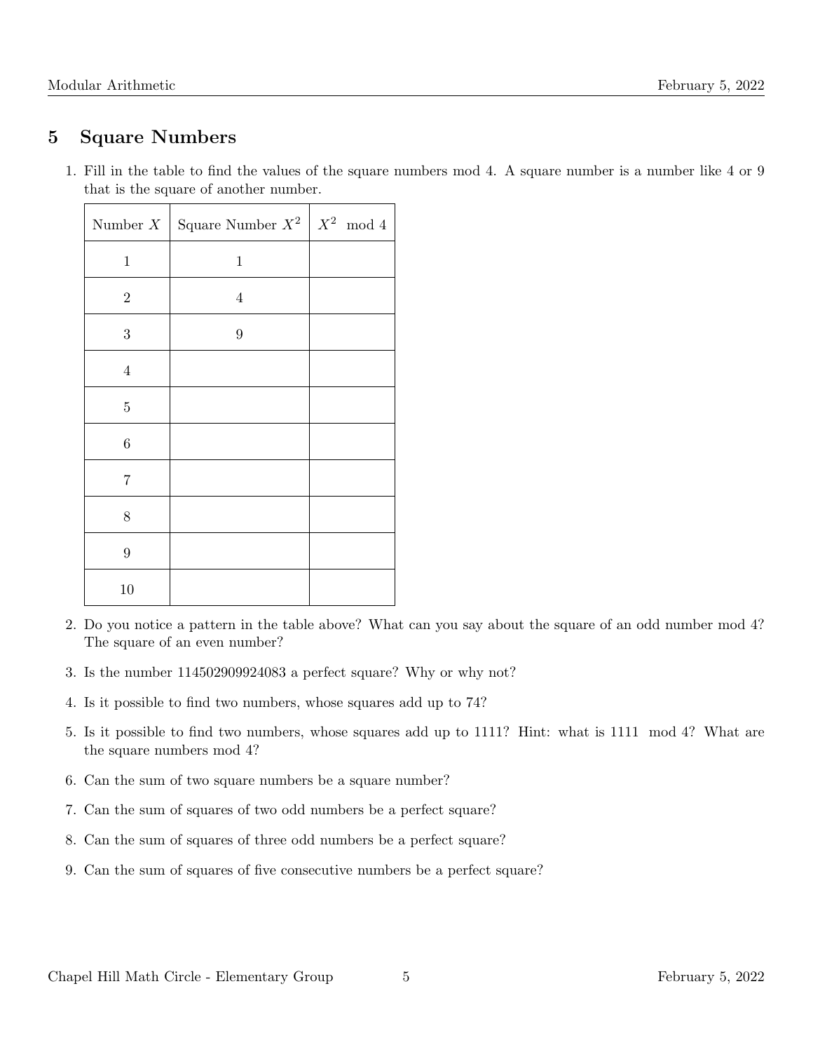## 5 Square Numbers

1. Fill in the table to find the values of the square numbers mod 4. A square number is a number like 4 or 9 that is the square of another number.

| Number $X$ | Square Number $X^2$ | $X^2 \mod 4$ |
|---|---|---|
| 1 | 1 | |
| 2 | 4 | |
| 3 | 9 | |
| 4 | | |
| 5 | | |
| 6 | | |
| 7 | | |
| 8 | | |
| 9 | | |
| 10 | | |

2. Do you notice a pattern in the table above? What can you say about the square of an odd number mod 4? The square of an even number?

3. Is the number 114502909924083 a perfect square? Why or why not?

4. Is it possible to find two numbers, whose squares add up to 74?

5. Is it possible to find two numbers, whose squares add up to 1111? Hint: what is $1111 \mod 4$? What are the square numbers mod 4?

6. Can the sum of two square numbers be a square number?

7. Can the sum of squares of two odd numbers be a perfect square?

8. Can the sum of squares of three odd numbers be a perfect square?

9. Can the sum of squares of five consecutive numbers be a perfect square?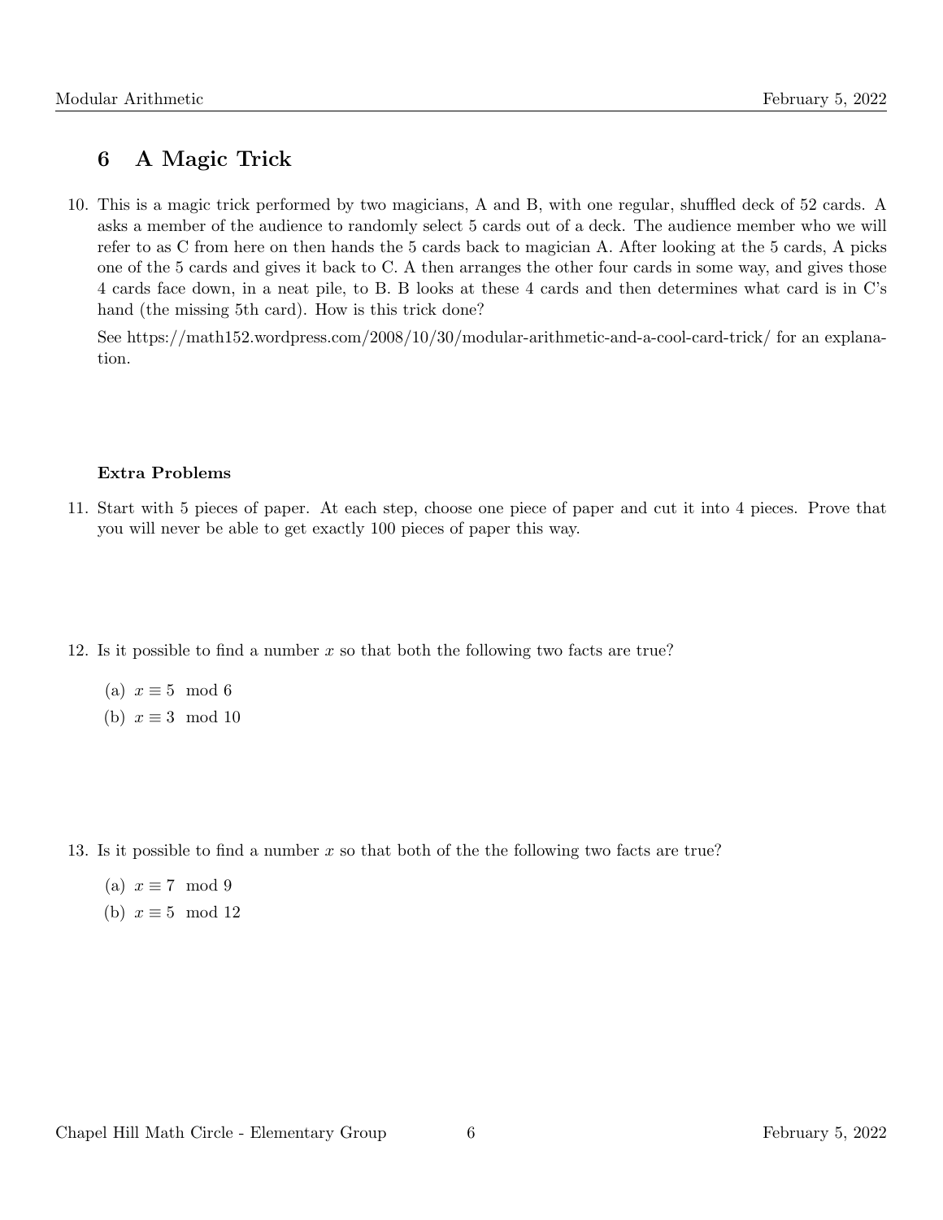## 6 A Magic Trick

10. This is a magic trick performed by two magicians, A and B, with one regular, shuffled deck of 52 cards. A asks a member of the audience to randomly select 5 cards out of a deck. The audience member who we will refer to as C from here on then hands the 5 cards back to magician A. After looking at the 5 cards, A picks one of the 5 cards and gives it back to C. A then arranges the other four cards in some way, and gives those 4 cards face down, in a neat pile, to B. B looks at these 4 cards and then determines what card is in C's hand (the missing 5th card). How is this trick done?

    See https://math152.wordpress.com/2008/10/30/modular-arithmetic-and-a-cool-card-trick/ for an explanation.

**Extra Problems**

11. Start with 5 pieces of paper. At each step, choose one piece of paper and cut it into 4 pieces. Prove that you will never be able to get exactly 100 pieces of paper this way.

12. Is it possible to find a number $x$ so that both the following two facts are true?

    (a) $x \equiv 5 \mod 6$

    (b) $x \equiv 3 \mod 10$

13. Is it possible to find a number $x$ so that both of the the following two facts are true?

    (a) $x \equiv 7 \mod 9$

    (b) $x \equiv 5 \mod 12$